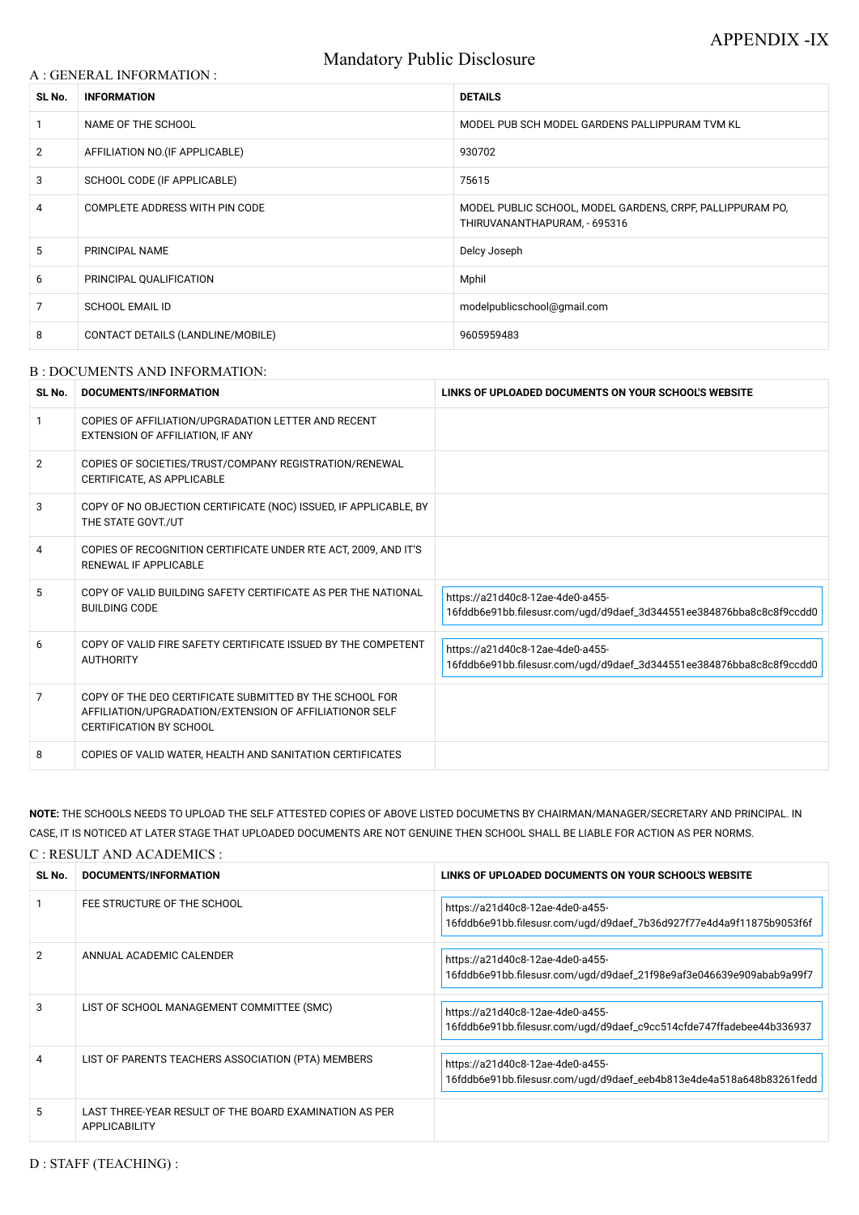APPENDIX -IX

# Mandatory Public Disclosure

## A : GENERAL INFORMATION :

| SL No. | INFORMATION | DETAILS |
|---|---|---|
| 1 | NAME OF THE SCHOOL | MODEL PUB SCH MODEL GARDENS PALLIPPURAM TVM KL |
| 2 | AFFILIATION NO.(IF APPLICABLE) | 930702 |
| 3 | SCHOOL CODE (IF APPLICABLE) | 75615 |
| 4 | COMPLETE ADDRESS WITH PIN CODE | MODEL PUBLIC SCHOOL, MODEL GARDENS, CRPF, PALLIPPURAM PO, THIRUVANANTHAPURAM, - 695316 |
| 5 | PRINCIPAL NAME | Delcy Joseph |
| 6 | PRINCIPAL QUALIFICATION | Mphil |
| 7 | SCHOOL EMAIL ID | modelpublicschool@gmail.com |
| 8 | CONTACT DETAILS (LANDLINE/MOBILE) | 9605959483 |

## B : DOCUMENTS AND INFORMATION:

| SL No. | DOCUMENTS/INFORMATION | LINKS OF UPLOADED DOCUMENTS ON YOUR SCHOOL'S WEBSITE |
|---|---|---|
| 1 | COPIES OF AFFILIATION/UPGRADATION LETTER AND RECENT EXTENSION OF AFFILIATION, IF ANY | |
| 2 | COPIES OF SOCIETIES/TRUST/COMPANY REGISTRATION/RENEWAL CERTIFICATE, AS APPLICABLE | |
| 3 | COPY OF NO OBJECTION CERTIFICATE (NOC) ISSUED, IF APPLICABLE, BY THE STATE GOVT./UT | |
| 4 | COPIES OF RECOGNITION CERTIFICATE UNDER RTE ACT, 2009, AND IT'S RENEWAL IF APPLICABLE | |
| 5 | COPY OF VALID BUILDING SAFETY CERTIFICATE AS PER THE NATIONAL BUILDING CODE | https://a21d40c8-12ae-4de0-a455-16fddb6e91bb.filesusr.com/ugd/d9daef_3d344551ee384876bba8c8c8f9ccdd0 |
| 6 | COPY OF VALID FIRE SAFETY CERTIFICATE ISSUED BY THE COMPETENT AUTHORITY | https://a21d40c8-12ae-4de0-a455-16fddb6e91bb.filesusr.com/ugd/d9daef_3d344551ee384876bba8c8c8f9ccdd0 |
| 7 | COPY OF THE DEO CERTIFICATE SUBMITTED BY THE SCHOOL FOR AFFILIATION/UPGRADATION/EXTENSION OF AFFILIATIONOR SELF CERTIFICATION BY SCHOOL | |
| 8 | COPIES OF VALID WATER, HEALTH AND SANITATION CERTIFICATES | |

**NOTE:** THE SCHOOLS NEEDS TO UPLOAD THE SELF ATTESTED COPIES OF ABOVE LISTED DOCUMETNS BY CHAIRMAN/MANAGER/SECRETARY AND PRINCIPAL. IN CASE, IT IS NOTICED AT LATER STAGE THAT UPLOADED DOCUMENTS ARE NOT GENUINE THEN SCHOOL SHALL BE LIABLE FOR ACTION AS PER NORMS.

## C : RESULT AND ACADEMICS :

| SL No. | DOCUMENTS/INFORMATION | LINKS OF UPLOADED DOCUMENTS ON YOUR SCHOOL'S WEBSITE |
|---|---|---|
| 1 | FEE STRUCTURE OF THE SCHOOL | https://a21d40c8-12ae-4de0-a455-16fddb6e91bb.filesusr.com/ugd/d9daef_7b36d927f77e4d4a9f11875b9053f6f |
| 2 | ANNUAL ACADEMIC CALENDER | https://a21d40c8-12ae-4de0-a455-16fddb6e91bb.filesusr.com/ugd/d9daef_21f98e9af3e046639e909abab9a99f7 |
| 3 | LIST OF SCHOOL MANAGEMENT COMMITTEE (SMC) | https://a21d40c8-12ae-4de0-a455-16fddb6e91bb.filesusr.com/ugd/d9daef_c9cc514cfde747ffadebee44b336937 |
| 4 | LIST OF PARENTS TEACHERS ASSOCIATION (PTA) MEMBERS | https://a21d40c8-12ae-4de0-a455-16fddb6e91bb.filesusr.com/ugd/d9daef_eeb4b813e4de4a518a648b83261fedd |
| 5 | LAST THREE-YEAR RESULT OF THE BOARD EXAMINATION AS PER APPLICABILITY | |

## D : STAFF (TEACHING) :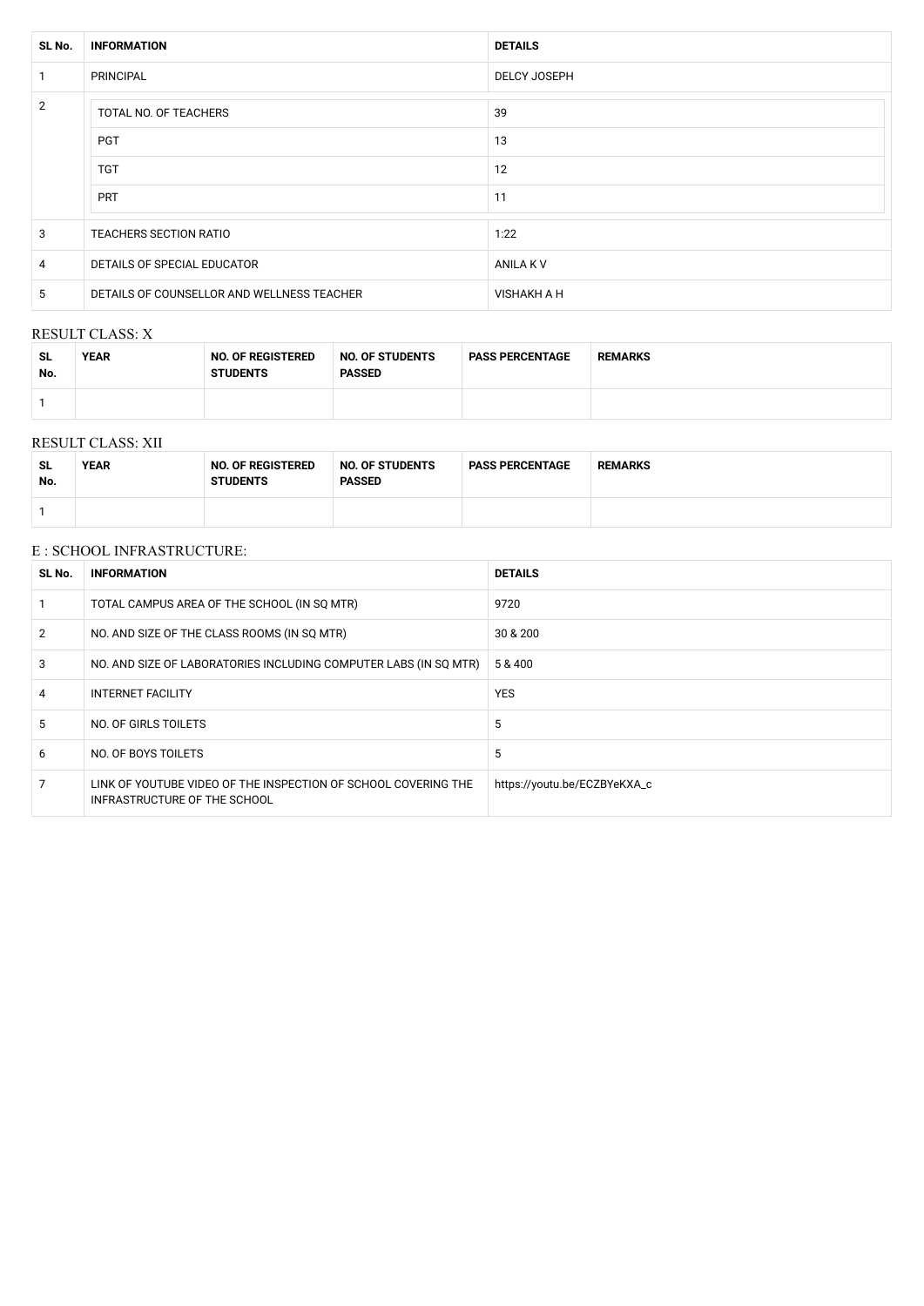| SL No. | INFORMATION | DETAILS |
|---|---|---|
| 1 | PRINCIPAL | DELCY JOSEPH |
| 2 | TOTAL NO. OF TEACHERS | 39 |
| | PGT | 13 |
| | TGT | 12 |
| | PRT | 11 |
| 3 | TEACHERS SECTION RATIO | 1:22 |
| 4 | DETAILS OF SPECIAL EDUCATOR | ANILA K V |
| 5 | DETAILS OF COUNSELLOR AND WELLNESS TEACHER | VISHAKH A H |

RESULT CLASS: X

| SL No. | YEAR | NO. OF REGISTERED STUDENTS | NO. OF STUDENTS PASSED | PASS PERCENTAGE | REMARKS |
|---|---|---|---|---|---|
| 1 | | | | | |

RESULT CLASS: XII

| SL No. | YEAR | NO. OF REGISTERED STUDENTS | NO. OF STUDENTS PASSED | PASS PERCENTAGE | REMARKS |
|---|---|---|---|---|---|
| 1 | | | | | |

E : SCHOOL INFRASTRUCTURE:

| SL No. | INFORMATION | DETAILS |
|---|---|---|
| 1 | TOTAL CAMPUS AREA OF THE SCHOOL (IN SQ MTR) | 9720 |
| 2 | NO. AND SIZE OF THE CLASS ROOMS (IN SQ MTR) | 30 & 200 |
| 3 | NO. AND SIZE OF LABORATORIES INCLUDING COMPUTER LABS (IN SQ MTR) | 5 & 400 |
| 4 | INTERNET FACILITY | YES |
| 5 | NO. OF GIRLS TOILETS | 5 |
| 6 | NO. OF BOYS TOILETS | 5 |
| 7 | LINK OF YOUTUBE VIDEO OF THE INSPECTION OF SCHOOL COVERING THE INFRASTRUCTURE OF THE SCHOOL | https://youtu.be/ECZBYeKXA_c |